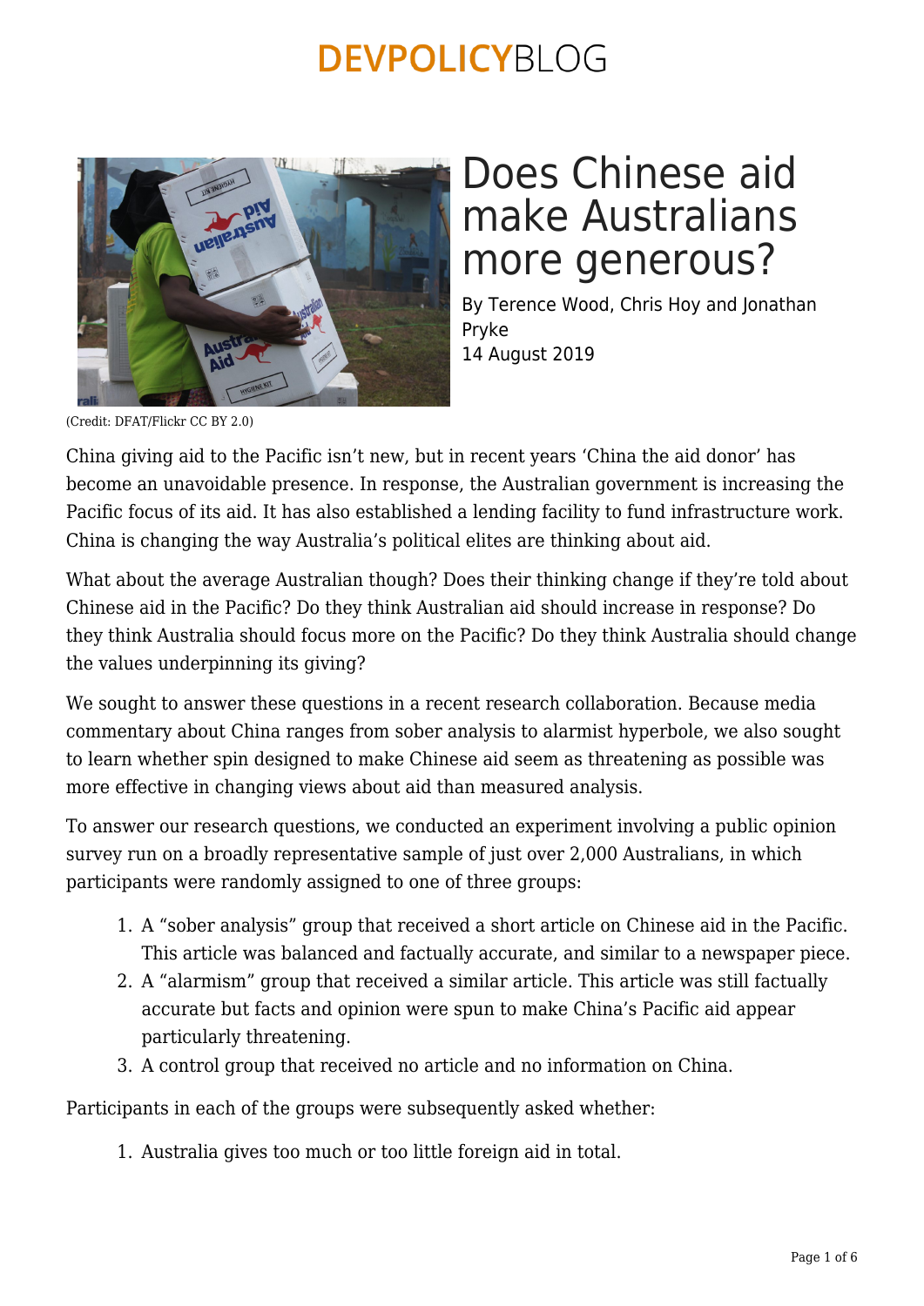# Does Chinese aid make Australians more generous?

By Terence Wood, Chris Hoy and Jonathan Pryke
14 August 2019

(Credit: DFAT/Flickr CC BY 2.0)

China giving aid to the Pacific isn't new, but in recent years 'China the aid donor' has become an unavoidable presence. In response, the Australian government is increasing the Pacific focus of its aid. It has also established a lending facility to fund infrastructure work. China is changing the way Australia's political elites are thinking about aid.

What about the average Australian though? Does their thinking change if they're told about Chinese aid in the Pacific? Do they think Australian aid should increase in response? Do they think Australia should focus more on the Pacific? Do they think Australia should change the values underpinning its giving?

We sought to answer these questions in a recent research collaboration. Because media commentary about China ranges from sober analysis to alarmist hyperbole, we also sought to learn whether spin designed to make Chinese aid seem as threatening as possible was more effective in changing views about aid than measured analysis.

To answer our research questions, we conducted an experiment involving a public opinion survey run on a broadly representative sample of just over 2,000 Australians, in which participants were randomly assigned to one of three groups:

1. A "sober analysis" group that received a short article on Chinese aid in the Pacific. This article was balanced and factually accurate, and similar to a newspaper piece.
2. An "alarmism" group that received a similar article. This article was still factually accurate but facts and opinion were spun to make China's Pacific aid appear particularly threatening.
3. A control group that received no article and no information on China.

Participants in each of the groups were subsequently asked whether:

1. Australia gives too much or too little foreign aid in total.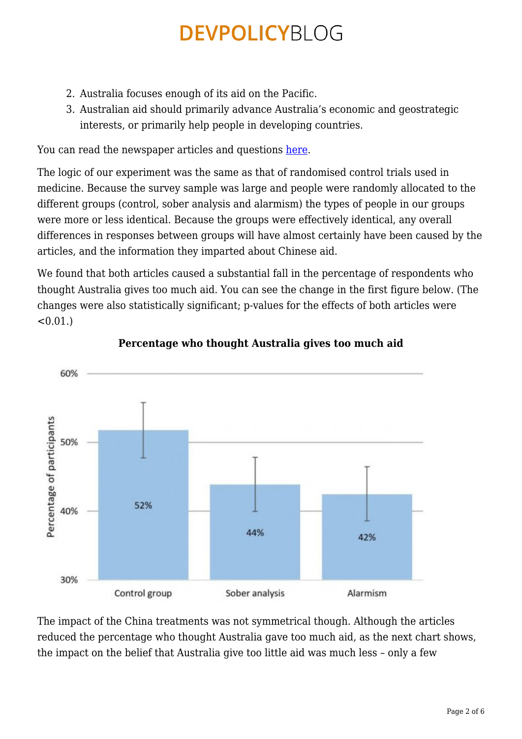2. Australia focuses enough of its aid on the Pacific.
3. Australian aid should primarily advance Australia's economic and geostrategic interests, or primarily help people in developing countries.

You can read the newspaper articles and questions here.

The logic of our experiment was the same as that of randomised control trials used in medicine. Because the survey sample was large and people were randomly allocated to the different groups (control, sober analysis and alarmism) the types of people in our groups were more or less identical. Because the groups were effectively identical, any overall differences in responses between groups will have almost certainly have been caused by the articles, and the information they imparted about Chinese aid.

We found that both articles caused a substantial fall in the percentage of respondents who thought Australia gives too much aid. You can see the change in the first figure below. (The changes were also statistically significant; p-values for the effects of both articles were <0.01.)

**Percentage who thought Australia gives too much aid**

| Group | Percentage of participants |
|---|---|
| Control group | 52% |
| Sober analysis | 44% |
| Alarmism | 42% |

The impact of the China treatments was not symmetrical though. Although the articles reduced the percentage who thought Australia gave too much aid, as the next chart shows, the impact on the belief that Australia give too little aid was much less – only a few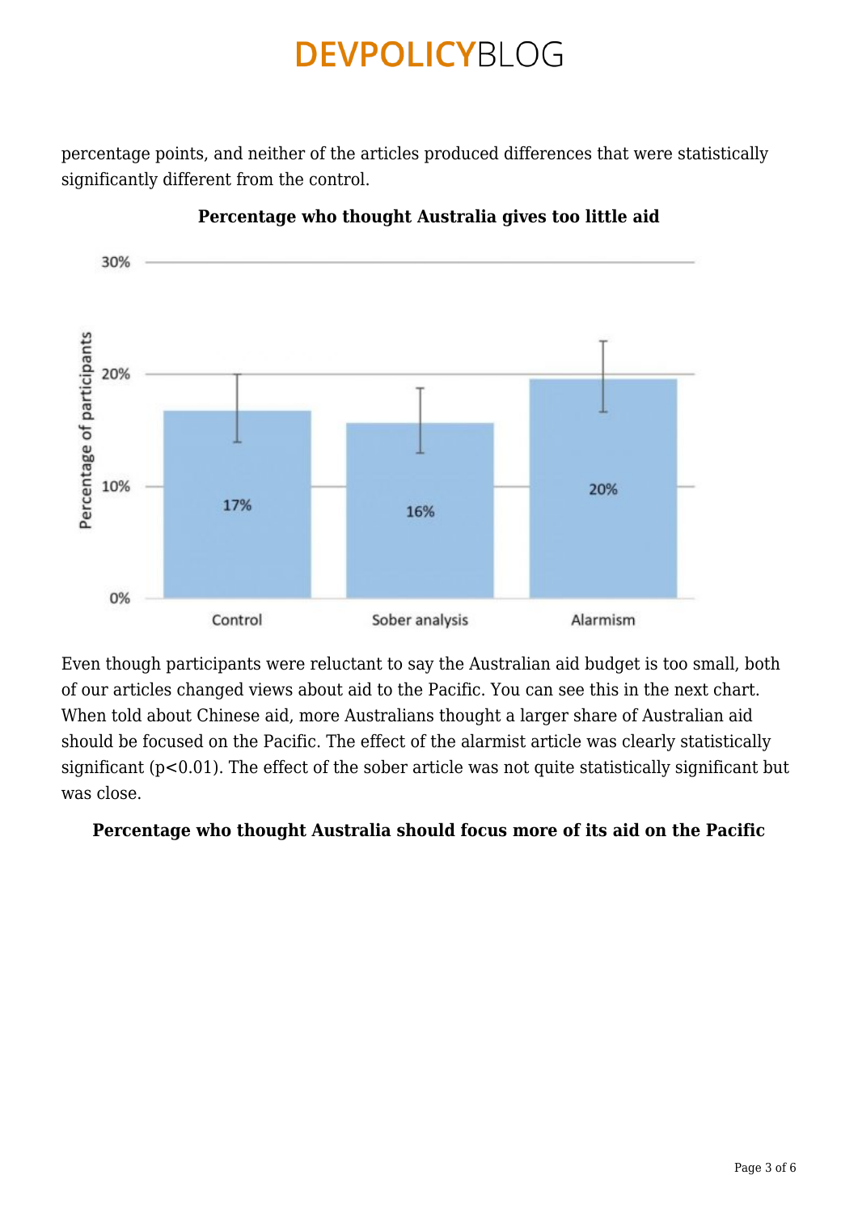percentage points, and neither of the articles produced differences that were statistically significantly different from the control.

**Percentage who thought Australia gives too little aid**

Even though participants were reluctant to say the Australian aid budget is too small, both of our articles changed views about aid to the Pacific. You can see this in the next chart. When told about Chinese aid, more Australians thought a larger share of Australian aid should be focused on the Pacific. The effect of the alarmist article was clearly statistically significant ($p<0.01$). The effect of the sober article was not quite statistically significant but was close.

**Percentage who thought Australia should focus more of its aid on the Pacific**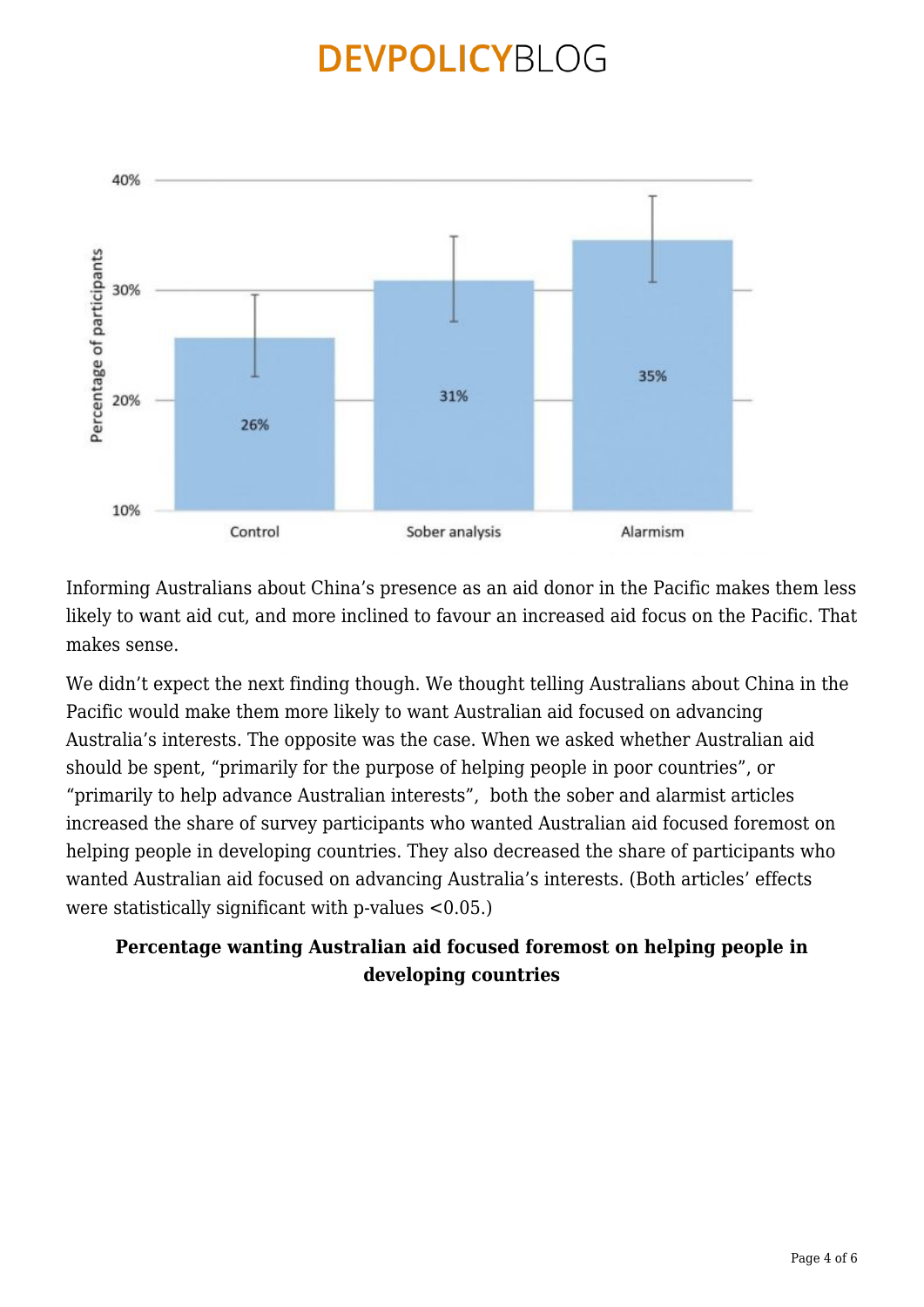Informing Australians about China's presence as an aid donor in the Pacific makes them less likely to want aid cut, and more inclined to favour an increased aid focus on the Pacific. That makes sense.

We didn't expect the next finding though. We thought telling Australians about China in the Pacific would make them more likely to want Australian aid focused on advancing Australia's interests. The opposite was the case. When we asked whether Australian aid should be spent, "primarily for the purpose of helping people in poor countries", or "primarily to help advance Australian interests", both the sober and alarmist articles increased the share of survey participants who wanted Australian aid focused foremost on helping people in developing countries. They also decreased the share of participants who wanted Australian aid focused on advancing Australia's interests. (Both articles' effects were statistically significant with p-values <0.05.)

**Percentage wanting Australian aid focused foremost on helping people in developing countries**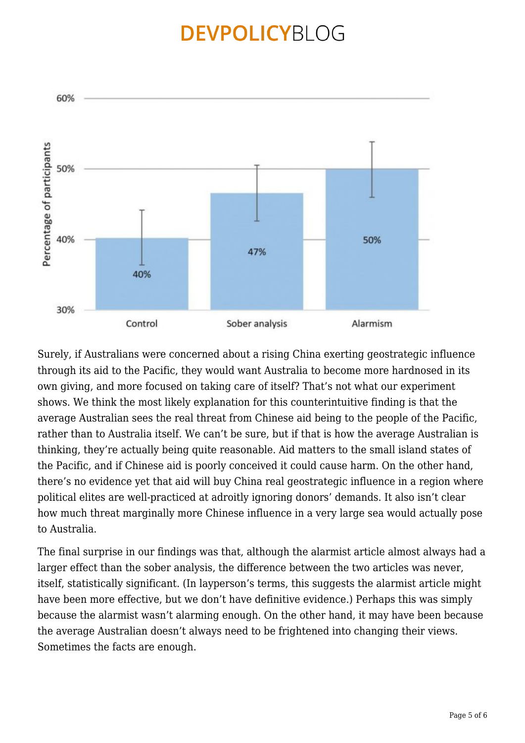Surely, if Australians were concerned about a rising China exerting geostrategic influence through its aid to the Pacific, they would want Australia to become more hardnosed in its own giving, and more focused on taking care of itself? That's not what our experiment shows. We think the most likely explanation for this counterintuitive finding is that the average Australian sees the real threat from Chinese aid being to the people of the Pacific, rather than to Australia itself. We can't be sure, but if that is how the average Australian is thinking, they're actually being quite reasonable. Aid matters to the small island states of the Pacific, and if Chinese aid is poorly conceived it could cause harm. On the other hand, there's no evidence yet that aid will buy China real geostrategic influence in a region where political elites are well-practiced at adroitly ignoring donors' demands. It also isn't clear how much threat marginally more Chinese influence in a very large sea would actually pose to Australia.

The final surprise in our findings was that, although the alarmist article almost always had a larger effect than the sober analysis, the difference between the two articles was never, itself, statistically significant. (In layperson's terms, this suggests the alarmist article might have been more effective, but we don't have definitive evidence.) Perhaps this was simply because the alarmist wasn't alarming enough. On the other hand, it may have been because the average Australian doesn't always need to be frightened into changing their views. Sometimes the facts are enough.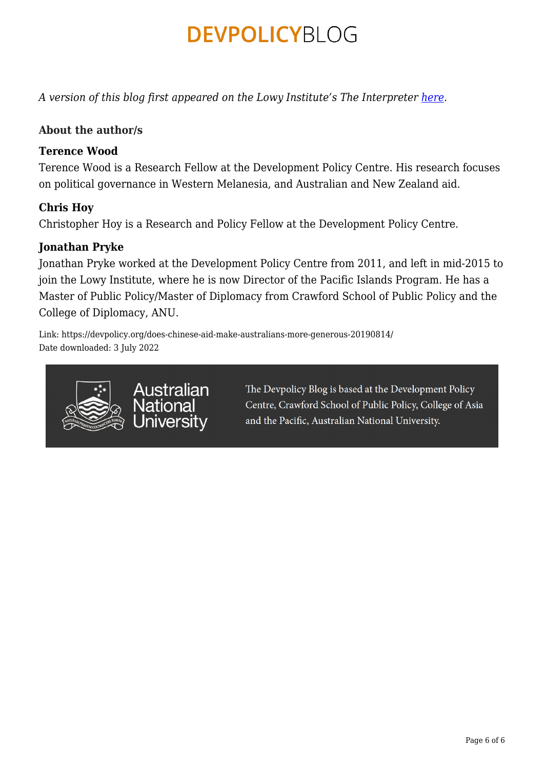*A version of this blog first appeared on the Lowy Institute's The Interpreter [here](#).*

### About the author/s

**Terence Wood**

Terence Wood is a Research Fellow at the Development Policy Centre. His research focuses on political governance in Western Melanesia, and Australian and New Zealand aid.

**Chris Hoy**

Christopher Hoy is a Research and Policy Fellow at the Development Policy Centre.

**Jonathan Pryke**

Jonathan Pryke worked at the Development Policy Centre from 2011, and left in mid-2015 to join the Lowy Institute, where he is now Director of the Pacific Islands Program. He has a Master of Public Policy/Master of Diplomacy from Crawford School of Public Policy and the College of Diplomacy, ANU.

Link: https://devpolicy.org/does-chinese-aid-make-australians-more-generous-20190814/
Date downloaded: 3 July 2022

Australian National University

The Devpolicy Blog is based at the Development Policy Centre, Crawford School of Public Policy, College of Asia and the Pacific, Australian National University.